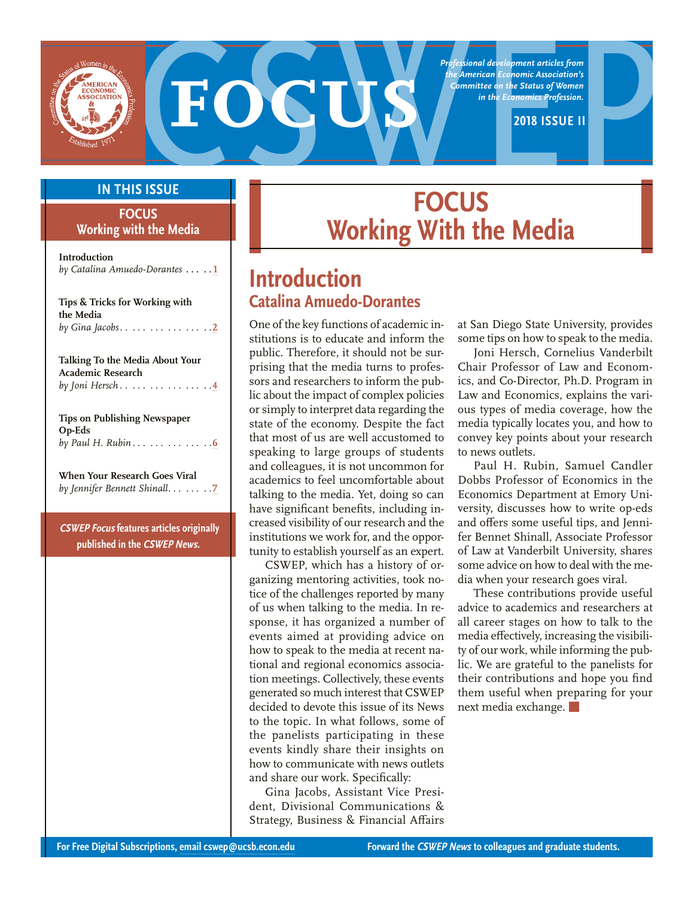# FOCUS

*Professional development articles from the American Economic Association's Committee on the Status of Women in the Economics Profession.*

**2018 ISSUE II**

## IN THIS ISSUE

**FOCUS Working with the Media**

**Introduction**
*by Catalina Amuedo-Dorantes* .... 1

**Tips & Tricks for Working with the Media**
*by Gina Jacobs* .... 2

**Talking To the Media About Your Academic Research**
*by Joni Hersch* .... 4

**Tips on Publishing Newspaper Op-Eds**
*by Paul H. Rubin* .... 6

**When Your Research Goes Viral**
*by Jennifer Bennett Shinall* .... 7

***CSWEP Focus* features articles originally published in the *CSWEP News*.**

# FOCUS Working With the Media

## Introduction

### Catalina Amuedo-Dorantes

One of the key functions of academic institutions is to educate and inform the public. Therefore, it should not be surprising that the media turns to professors and researchers to inform the public about the impact of complex policies or simply to interpret data regarding the state of the economy. Despite the fact that most of us are well accustomed to speaking to large groups of students and colleagues, it is not uncommon for academics to feel uncomfortable about talking to the media. Yet, doing so can have significant benefits, including increased visibility of our research and the institutions we work for, and the opportunity to establish yourself as an expert.

CSWEP, which has a history of organizing mentoring activities, took notice of the challenges reported by many of us when talking to the media. In response, it has organized a number of events aimed at providing advice on how to speak to the media at recent national and regional economics association meetings. Collectively, these events generated so much interest that CSWEP decided to devote this issue of its News to the topic. In what follows, some of the panelists participating in these events kindly share their insights on how to communicate with news outlets and share our work. Specifically:

Gina Jacobs, Assistant Vice President, Divisional Communications & Strategy, Business & Financial Affairs at San Diego State University, provides some tips on how to speak to the media.

Joni Hersch, Cornelius Vanderbilt Chair Professor of Law and Economics, and Co-Director, Ph.D. Program in Law and Economics, explains the various types of media coverage, how the media typically locates you, and how to convey key points about your research to news outlets.

Paul H. Rubin, Samuel Candler Dobbs Professor of Economics in the Economics Department at Emory University, discusses how to write op-eds and offers some useful tips, and Jennifer Bennet Shinall, Associate Professor of Law at Vanderbilt University, shares some advice on how to deal with the media when your research goes viral.

These contributions provide useful advice to academics and researchers at all career stages on how to talk to the media effectively, increasing the visibility of our work, while informing the public. We are grateful to the panelists for their contributions and hope you find them useful when preparing for your next media exchange.

For Free Digital Subscriptions, email cswep@ucsb.econ.edu

Forward the *CSWEP News* to colleagues and graduate students.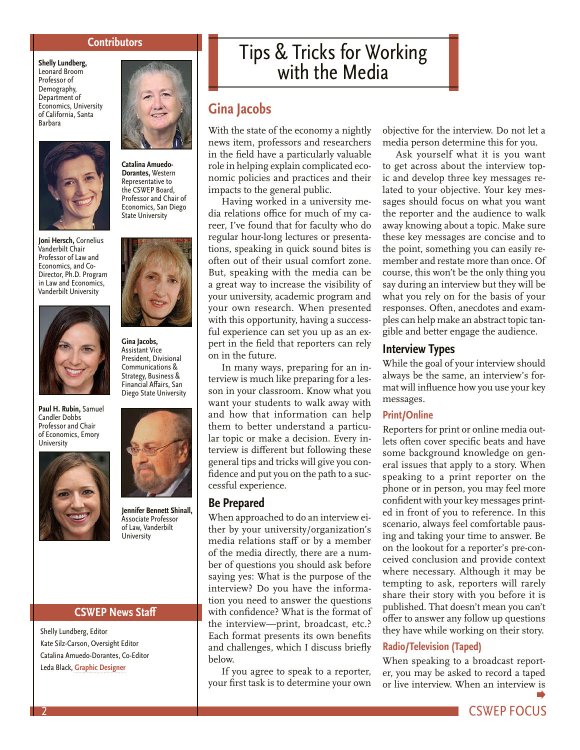## Contributors

**Shelly Lundberg,** Leonard Broom Professor of Demography, Department of Economics, University of California, Santa Barbara

**Catalina Amuedo-Dorantes,** Western Representative to the CSWEP Board, Professor and Chair of Economics, San Diego State University

**Joni Hersch,** Cornelius Vanderbilt Chair Professor of Law and Economics, and Co-Director, Ph.D. Program in Law and Economics, Vanderbilt University

**Gina Jacobs,** Assistant Vice President, Divisional Communications & Strategy, Business & Financial Affairs, San Diego State University

**Paul H. Rubin,** Samuel Candler Dobbs Professor and Chair of Economics, Emory University

**Jennifer Bennett Shinall,** Associate Professor of Law, Vanderbilt University

## CSWEP News Staff

Shelly Lundberg, Editor
Kate Silz-Carson, Oversight Editor
Catalina Amuedo-Dorantes, Co-Editor
Leda Black, Graphic Designer

# Tips & Tricks for Working with the Media

## Gina Jacobs

With the state of the economy a nightly news item, professors and researchers in the field have a particularly valuable role in helping explain complicated economic policies and practices and their impacts to the general public.

Having worked in a university media relations office for much of my career, I've found that for faculty who do regular hour-long lectures or presentations, speaking in quick sound bites is often out of their usual comfort zone. But, speaking with the media can be a great way to increase the visibility of your university, academic program and your own research. When presented with this opportunity, having a successful experience can set you up as an expert in the field that reporters can rely on in the future.

In many ways, preparing for an interview is much like preparing for a lesson in your classroom. Know what you want your students to walk away with and how that information can help them to better understand a particular topic or make a decision. Every interview is different but following these general tips and tricks will give you confidence and put you on the path to a successful experience.

### Be Prepared

When approached to do an interview either by your university/organization's media relations staff or by a member of the media directly, there are a number of questions you should ask before saying yes: What is the purpose of the interview? Do you have the information you need to answer the questions with confidence? What is the format of the interview—print, broadcast, etc.? Each format presents its own benefits and challenges, which I discuss briefly below.

If you agree to speak to a reporter, your first task is to determine your own objective for the interview. Do not let a media person determine this for you.

Ask yourself what it is you want to get across about the interview topic and develop three key messages related to your objective. Your key messages should focus on what you want the reporter and the audience to walk away knowing about a topic. Make sure these key messages are concise and to the point, something you can easily remember and restate more than once. Of course, this won't be the only thing you say during an interview but they will be what you rely on for the basis of your responses. Often, anecdotes and examples can help make an abstract topic tangible and better engage the audience.

### Interview Types

While the goal of your interview should always be the same, an interview's format will influence how you use your key messages.

#### Print/Online

Reporters for print or online media outlets often cover specific beats and have some background knowledge on general issues that apply to a story. When speaking to a print reporter on the phone or in person, you may feel more confident with your key messages printed in front of you to reference. In this scenario, always feel comfortable pausing and taking your time to answer. Be on the lookout for a reporter's pre-conceived conclusion and provide context where necessary. Although it may be tempting to ask, reporters will rarely share their story with you before it is published. That doesn't mean you can't offer to answer any follow up questions they have while working on their story.

#### Radio/Television (Taped)

When speaking to a broadcast reporter, you may be asked to record a taped or live interview. When an interview is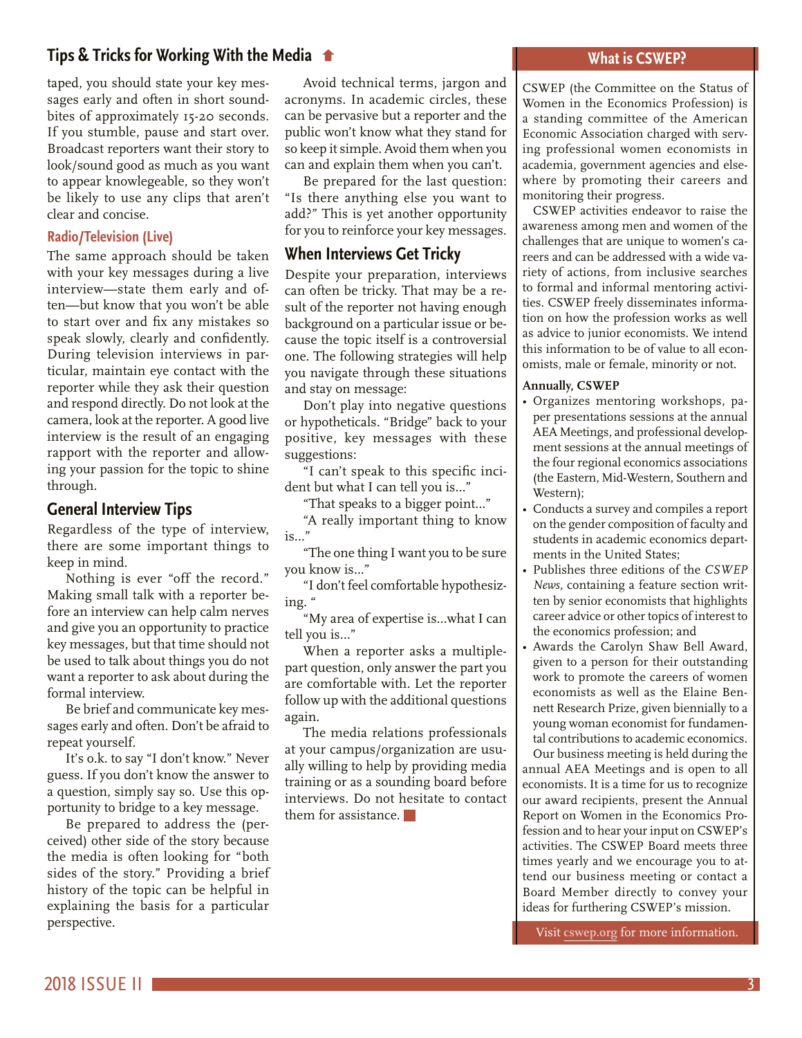## Tips & Tricks for Working With the Media

taped, you should state your key messages early and often in short soundbites of approximately 15-20 seconds. If you stumble, pause and start over. Broadcast reporters want their story to look/sound good as much as you want to appear knowlegeable, so they won't be likely to use any clips that aren't clear and concise.

### Radio/Television (Live)

The same approach should be taken with your key messages during a live interview—state them early and often—but know that you won't be able to start over and fix any mistakes so speak slowly, clearly and confidently. During television interviews in particular, maintain eye contact with the reporter while they ask their question and respond directly. Do not look at the camera, look at the reporter. A good live interview is the result of an engaging rapport with the reporter and allowing your passion for the topic to shine through.

## General Interview Tips

Regardless of the type of interview, there are some important things to keep in mind.

Nothing is ever "off the record." Making small talk with a reporter before an interview can help calm nerves and give you an opportunity to practice key messages, but that time should not be used to talk about things you do not want a reporter to ask about during the formal interview.

Be brief and communicate key messages early and often. Don't be afraid to repeat yourself.

It's o.k. to say "I don't know." Never guess. If you don't know the answer to a question, simply say so. Use this opportunity to bridge to a key message.

Be prepared to address the (perceived) other side of the story because the media is often looking for "both sides of the story." Providing a brief history of the topic can be helpful in explaining the basis for a particular perspective.

Avoid technical terms, jargon and acronyms. In academic circles, these can be pervasive but a reporter and the public won't know what they stand for so keep it simple. Avoid them when you can and explain them when you can't.

Be prepared for the last question: "Is there anything else you want to add?" This is yet another opportunity for you to reinforce your key messages.

## When Interviews Get Tricky

Despite your preparation, interviews can often be tricky. That may be a result of the reporter not having enough background on a particular issue or because the topic itself is a controversial one. The following strategies will help you navigate through these situations and stay on message:

Don't play into negative questions or hypotheticals. "Bridge" back to your positive, key messages with these suggestions:

"I can't speak to this specific incident but what I can tell you is..."

"That speaks to a bigger point..."

"A really important thing to know is..."

"The one thing I want you to be sure you know is..."

"I don't feel comfortable hypothesizing. "

"My area of expertise is...what I can tell you is..."

When a reporter asks a multiple-part question, only answer the part you are comfortable with. Let the reporter follow up with the additional questions again.

The media relations professionals at your campus/organization are usually willing to help by providing media training or as a sounding board before interviews. Do not hesitate to contact them for assistance.

## What is CSWEP?

CSWEP (the Committee on the Status of Women in the Economics Profession) is a standing committee of the American Economic Association charged with serving professional women economists in academia, government agencies and elsewhere by promoting their careers and monitoring their progress.

CSWEP activities endeavor to raise the awareness among men and women of the challenges that are unique to women's careers and can be addressed with a wide variety of actions, from inclusive searches to formal and informal mentoring activities. CSWEP freely disseminates information on how the profession works as well as advice to junior economists. We intend this information to be of value to all economists, male or female, minority or not.

**Annually, CSWEP**

- Organizes mentoring workshops, paper presentations sessions at the annual AEA Meetings, and professional development sessions at the annual meetings of the four regional economics associations (the Eastern, Mid-Western, Southern and Western);
- Conducts a survey and compiles a report on the gender composition of faculty and students in academic economics departments in the United States;
- Publishes three editions of the *CSWEP News*, containing a feature section written by senior economists that highlights career advice or other topics of interest to the economics profession; and
- Awards the Carolyn Shaw Bell Award, given to a person for their outstanding work to promote the careers of women economists as well as the Elaine Bennett Research Prize, given biennially to a young woman economist for fundamental contributions to academic economics.

Our business meeting is held during the annual AEA Meetings and is open to all economists. It is a time for us to recognize our award recipients, present the Annual Report on Women in the Economics Profession and to hear your input on CSWEP's activities. The CSWEP Board meets three times yearly and we encourage you to attend our business meeting or contact a Board Member directly to convey your ideas for furthering CSWEP's mission.

Visit cswep.org for more information.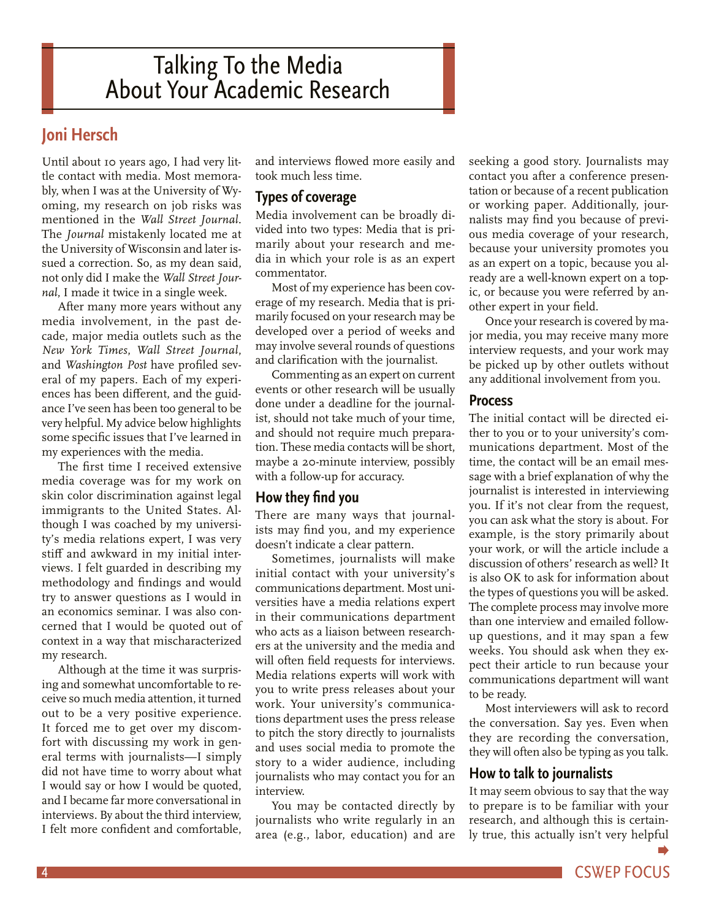# Talking To the Media About Your Academic Research

## Joni Hersch

Until about 10 years ago, I had very little contact with media. Most memorably, when I was at the University of Wyoming, my research on job risks was mentioned in the *Wall Street Journal*. The *Journal* mistakenly located me at the University of Wisconsin and later issued a correction. So, as my dean said, not only did I make the *Wall Street Journal*, I made it twice in a single week.

After many more years without any media involvement, in the past decade, major media outlets such as the *New York Times*, *Wall Street Journal*, and *Washington Post* have profiled several of my papers. Each of my experiences has been different, and the guidance I've seen has been too general to be very helpful. My advice below highlights some specific issues that I've learned in my experiences with the media.

The first time I received extensive media coverage was for my work on skin color discrimination against legal immigrants to the United States. Although I was coached by my university's media relations expert, I was very stiff and awkward in my initial interviews. I felt guarded in describing my methodology and findings and would try to answer questions as I would in an economics seminar. I was also concerned that I would be quoted out of context in a way that mischaracterized my research.

Although at the time it was surprising and somewhat uncomfortable to receive so much media attention, it turned out to be a very positive experience. It forced me to get over my discomfort with discussing my work in general terms with journalists—I simply did not have time to worry about what I would say or how I would be quoted, and I became far more conversational in interviews. By about the third interview, I felt more confident and comfortable, and interviews flowed more easily and took much less time.

### Types of coverage

Media involvement can be broadly divided into two types: Media that is primarily about your research and media in which your role is as an expert commentator.

Most of my experience has been coverage of my research. Media that is primarily focused on your research may be developed over a period of weeks and may involve several rounds of questions and clarification with the journalist.

Commenting as an expert on current events or other research will be usually done under a deadline for the journalist, should not take much of your time, and should not require much preparation. These media contacts will be short, maybe a 20-minute interview, possibly with a follow-up for accuracy.

### How they find you

There are many ways that journalists may find you, and my experience doesn't indicate a clear pattern.

Sometimes, journalists will make initial contact with your university's communications department. Most universities have a media relations expert in their communications department who acts as a liaison between researchers at the university and the media and will often field requests for interviews. Media relations experts will work with you to write press releases about your work. Your university's communications department uses the press release to pitch the story directly to journalists and uses social media to promote the story to a wider audience, including journalists who may contact you for an interview.

You may be contacted directly by journalists who write regularly in an area (e.g., labor, education) and are seeking a good story. Journalists may contact you after a conference presentation or because of a recent publication or working paper. Additionally, journalists may find you because of previous media coverage of your research, because your university promotes you as an expert on a topic, because you already are a well-known expert on a topic, or because you were referred by another expert in your field.

Once your research is covered by major media, you may receive many more interview requests, and your work may be picked up by other outlets without any additional involvement from you.

### Process

The initial contact will be directed either to you or to your university's communications department. Most of the time, the contact will be an email message with a brief explanation of why the journalist is interested in interviewing you. If it's not clear from the request, you can ask what the story is about. For example, is the story primarily about your work, or will the article include a discussion of others' research as well? It is also OK to ask for information about the types of questions you will be asked. The complete process may involve more than one interview and emailed follow-up questions, and it may span a few weeks. You should ask when they expect their article to run because your communications department will want to be ready.

Most interviewers will ask to record the conversation. Say yes. Even when they are recording the conversation, they will often also be typing as you talk.

### How to talk to journalists

It may seem obvious to say that the way to prepare is to be familiar with your research, and although this is certainly true, this actually isn't very helpful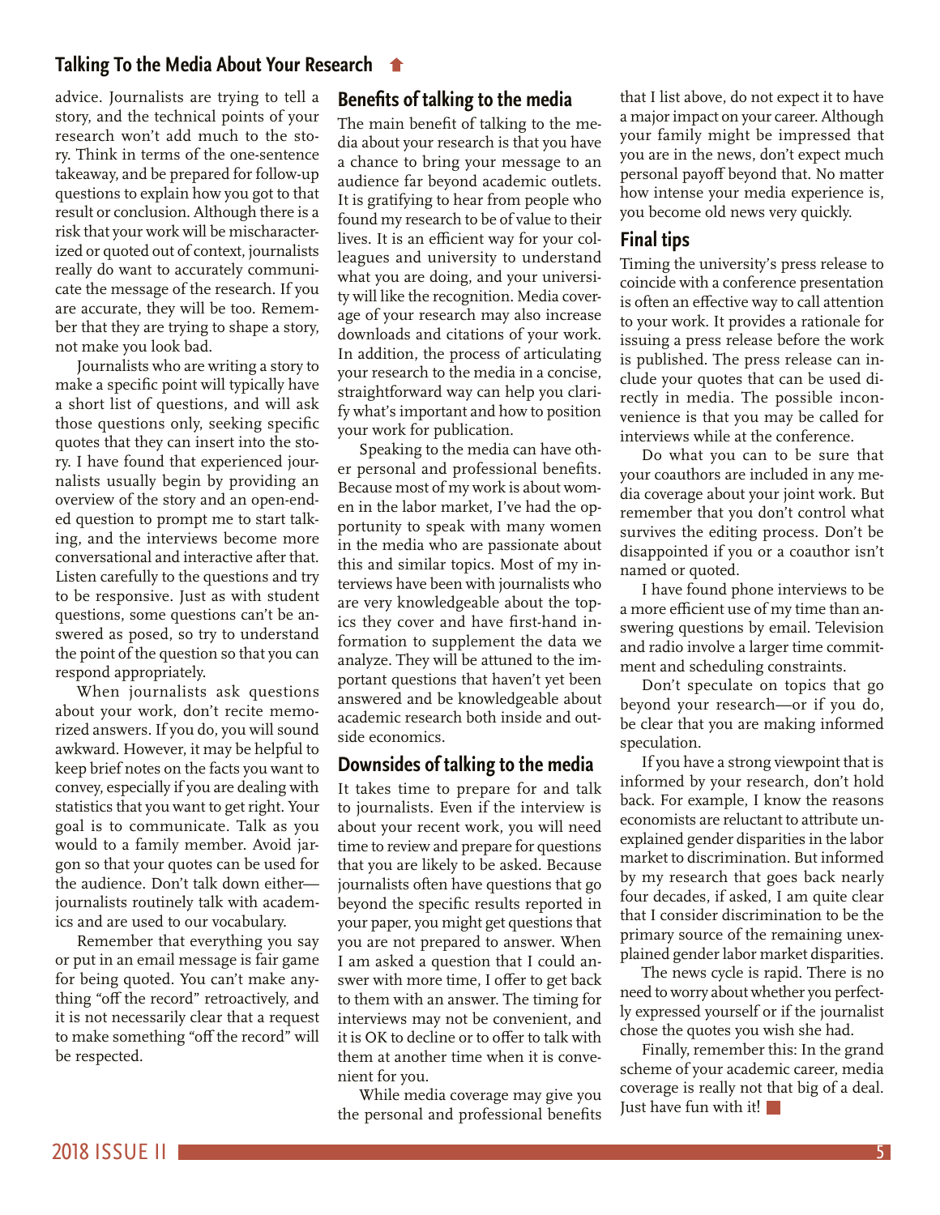advice. Journalists are trying to tell a story, and the technical points of your research won't add much to the story. Think in terms of the one-sentence takeaway, and be prepared for follow-up questions to explain how you got to that result or conclusion. Although there is a risk that your work will be mischaracterized or quoted out of context, journalists really do want to accurately communicate the message of the research. If you are accurate, they will be too. Remember that they are trying to shape a story, not make you look bad.

Journalists who are writing a story to make a specific point will typically have a short list of questions, and will ask those questions only, seeking specific quotes that they can insert into the story. I have found that experienced journalists usually begin by providing an overview of the story and an open-ended question to prompt me to start talking, and the interviews become more conversational and interactive after that. Listen carefully to the questions and try to be responsive. Just as with student questions, some questions can't be answered as posed, so try to understand the point of the question so that you can respond appropriately.

When journalists ask questions about your work, don't recite memorized answers. If you do, you will sound awkward. However, it may be helpful to keep brief notes on the facts you want to convey, especially if you are dealing with statistics that you want to get right. Your goal is to communicate. Talk as you would to a family member. Avoid jargon so that your quotes can be used for the audience. Don't talk down either—journalists routinely talk with academics and are used to our vocabulary.

Remember that everything you say or put in an email message is fair game for being quoted. You can't make anything "off the record" retroactively, and it is not necessarily clear that a request to make something "off the record" will be respected.

## Benefits of talking to the media

The main benefit of talking to the media about your research is that you have a chance to bring your message to an audience far beyond academic outlets. It is gratifying to hear from people who found my research to be of value to their lives. It is an efficient way for your colleagues and university to understand what you are doing, and your university will like the recognition. Media coverage of your research may also increase downloads and citations of your work. In addition, the process of articulating your research to the media in a concise, straightforward way can help you clarify what's important and how to position your work for publication.

Speaking to the media can have other personal and professional benefits. Because most of my work is about women in the labor market, I've had the opportunity to speak with many women in the media who are passionate about this and similar topics. Most of my interviews have been with journalists who are very knowledgeable about the topics they cover and have first-hand information to supplement the data we analyze. They will be attuned to the important questions that haven't yet been answered and be knowledgeable about academic research both inside and outside economics.

## Downsides of talking to the media

It takes time to prepare for and talk to journalists. Even if the interview is about your recent work, you will need time to review and prepare for questions that you are likely to be asked. Because journalists often have questions that go beyond the specific results reported in your paper, you might get questions that you are not prepared to answer. When I am asked a question that I could answer with more time, I offer to get back to them with an answer. The timing for interviews may not be convenient, and it is OK to decline or to offer to talk with them at another time when it is convenient for you.

While media coverage may give you the personal and professional benefits that I list above, do not expect it to have a major impact on your career. Although your family might be impressed that you are in the news, don't expect much personal payoff beyond that. No matter how intense your media experience is, you become old news very quickly.

## Final tips

Timing the university's press release to coincide with a conference presentation is often an effective way to call attention to your work. It provides a rationale for issuing a press release before the work is published. The press release can include your quotes that can be used directly in media. The possible inconvenience is that you may be called for interviews while at the conference.

Do what you can to be sure that your coauthors are included in any media coverage about your joint work. But remember that you don't control what survives the editing process. Don't be disappointed if you or a coauthor isn't named or quoted.

I have found phone interviews to be a more efficient use of my time than answering questions by email. Television and radio involve a larger time commitment and scheduling constraints.

Don't speculate on topics that go beyond your research—or if you do, be clear that you are making informed speculation.

If you have a strong viewpoint that is informed by your research, don't hold back. For example, I know the reasons economists are reluctant to attribute unexplained gender disparities in the labor market to discrimination. But informed by my research that goes back nearly four decades, if asked, I am quite clear that I consider discrimination to be the primary source of the remaining unexplained gender labor market disparities.

The news cycle is rapid. There is no need to worry about whether you perfectly expressed yourself or if the journalist chose the quotes you wish she had.

Finally, remember this: In the grand scheme of your academic career, media coverage is really not that big of a deal. Just have fun with it!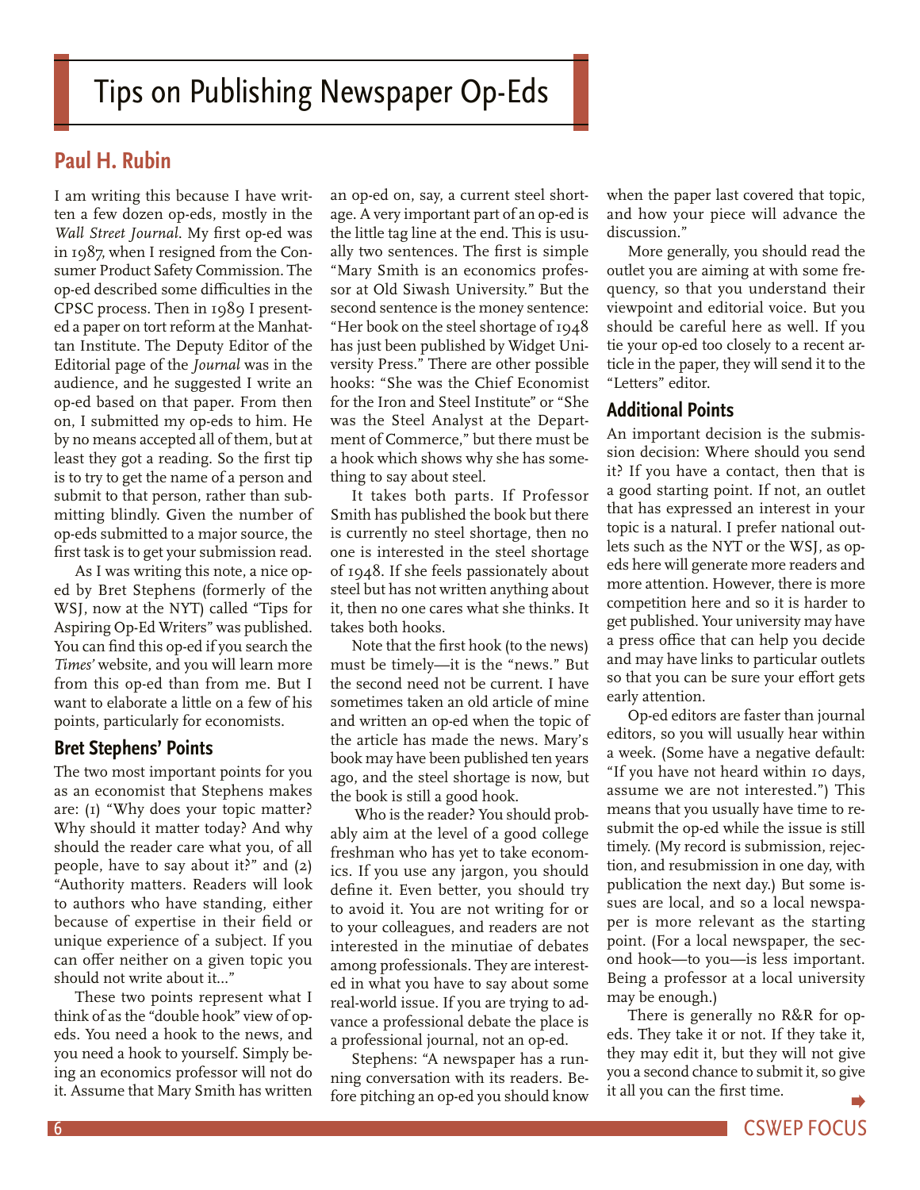# Tips on Publishing Newspaper Op-Eds

## Paul H. Rubin

I am writing this because I have written a few dozen op-eds, mostly in the *Wall Street Journal*. My first op-ed was in 1987, when I resigned from the Consumer Product Safety Commission. The op-ed described some difficulties in the CPSC process. Then in 1989 I presented a paper on tort reform at the Manhattan Institute. The Deputy Editor of the Editorial page of the *Journal* was in the audience, and he suggested I write an op-ed based on that paper. From then on, I submitted my op-eds to him. He by no means accepted all of them, but at least they got a reading. So the first tip is to try to get the name of a person and submit to that person, rather than submitting blindly. Given the number of op-eds submitted to a major source, the first task is to get your submission read.

As I was writing this note, a nice op-ed by Bret Stephens (formerly of the WSJ, now at the NYT) called "Tips for Aspiring Op-Ed Writers" was published. You can find this op-ed if you search the *Times'* website, and you will learn more from this op-ed than from me. But I want to elaborate a little on a few of his points, particularly for economists.

### Bret Stephens' Points

The two most important points for you as an economist that Stephens makes are: (1) "Why does your topic matter? Why should it matter today? And why should the reader care what you, of all people, have to say about it?" and (2) "Authority matters. Readers will look to authors who have standing, either because of expertise in their field or unique experience of a subject. If you can offer neither on a given topic you should not write about it..."

These two points represent what I think of as the "double hook" view of op-eds. You need a hook to the news, and you need a hook to yourself. Simply being an economics professor will not do it. Assume that Mary Smith has written an op-ed on, say, a current steel shortage. A very important part of an op-ed is the little tag line at the end. This is usually two sentences. The first is simple "Mary Smith is an economics professor at Old Siwash University." But the second sentence is the money sentence: "Her book on the steel shortage of 1948 has just been published by Widget University Press." There are other possible hooks: "She was the Chief Economist for the Iron and Steel Institute" or "She was the Steel Analyst at the Department of Commerce," but there must be a hook which shows why she has something to say about steel.

It takes both parts. If Professor Smith has published the book but there is currently no steel shortage, then no one is interested in the steel shortage of 1948. If she feels passionately about steel but has not written anything about it, then no one cares what she thinks. It takes both hooks.

Note that the first hook (to the news) must be timely—it is the "news." But the second need not be current. I have sometimes taken an old article of mine and written an op-ed when the topic of the article has made the news. Mary's book may have been published ten years ago, and the steel shortage is now, but the book is still a good hook.

Who is the reader? You should probably aim at the level of a good college freshman who has yet to take economics. If you use any jargon, you should define it. Even better, you should try to avoid it. You are not writing for or to your colleagues, and readers are not interested in the minutiae of debates among professionals. They are interested in what you have to say about some real-world issue. If you are trying to advance a professional debate the place is a professional journal, not an op-ed.

Stephens: "A newspaper has a running conversation with its readers. Before pitching an op-ed you should know when the paper last covered that topic, and how your piece will advance the discussion."

More generally, you should read the outlet you are aiming at with some frequency, so that you understand their viewpoint and editorial voice. But you should be careful here as well. If you tie your op-ed too closely to a recent article in the paper, they will send it to the "Letters" editor.

### Additional Points

An important decision is the submission decision: Where should you send it? If you have a contact, then that is a good starting point. If not, an outlet that has expressed an interest in your topic is a natural. I prefer national outlets such as the NYT or the WSJ, as op-eds here will generate more readers and more attention. However, there is more competition here and so it is harder to get published. Your university may have a press office that can help you decide and may have links to particular outlets so that you can be sure your effort gets early attention.

Op-ed editors are faster than journal editors, so you will usually hear within a week. (Some have a negative default: "If you have not heard within 10 days, assume we are not interested.") This means that you usually have time to resubmit the op-ed while the issue is still timely. (My record is submission, rejection, and resubmission in one day, with publication the next day.) But some issues are local, and so a local newspaper is more relevant as the starting point. (For a local newspaper, the second hook—to you—is less important. Being a professor at a local university may be enough.)

There is generally no R&R for op-eds. They take it or not. If they take it, they may edit it, but they will not give you a second chance to submit it, so give it all you can the first time.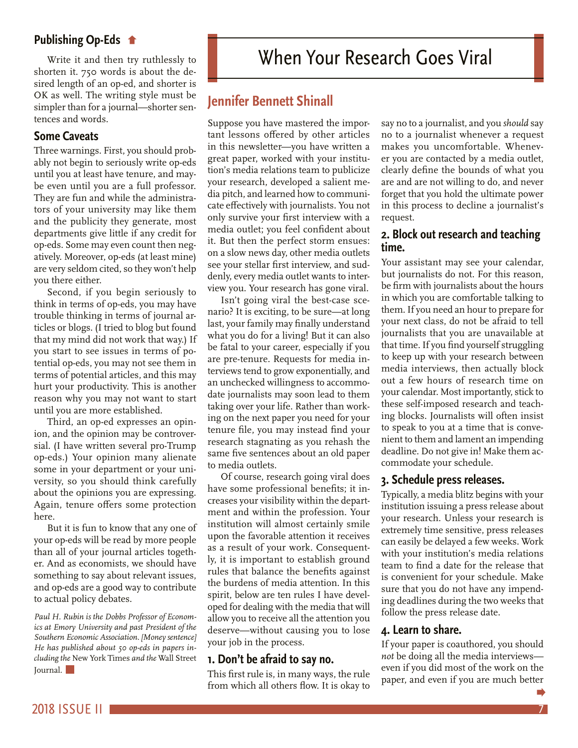## Publishing Op-Eds

Write it and then try ruthlessly to shorten it. 750 words is about the desired length of an op-ed, and shorter is OK as well. The writing style must be simpler than for a journal—shorter sentences and words.

## Some Caveats

Three warnings. First, you should probably not begin to seriously write op-eds until you at least have tenure, and maybe even until you are a full professor. They are fun and while the administrators of your university may like them and the publicity they generate, most departments give little if any credit for op-eds. Some may even count then negatively. Moreover, op-eds (at least mine) are very seldom cited, so they won't help you there either.

Second, if you begin seriously to think in terms of op-eds, you may have trouble thinking in terms of journal articles or blogs. (I tried to blog but found that my mind did not work that way.) If you start to see issues in terms of potential op-eds, you may not see them in terms of potential articles, and this may hurt your productivity. This is another reason why you may not want to start until you are more established.

Third, an op-ed expresses an opinion, and the opinion may be controversial. (I have written several pro-Trump op-eds.) Your opinion many alienate some in your department or your university, so you should think carefully about the opinions you are expressing. Again, tenure offers some protection here.

But it is fun to know that any one of your op-eds will be read by more people than all of your journal articles together. And as economists, we should have something to say about relevant issues, and op-eds are a good way to contribute to actual policy debates.

*Paul H. Rubin is the Dobbs Professor of Economics at Emory University and past President of the Southern Economic Association. [Money sentence] He has published about 50 op-eds in papers including the* New York Times *and the* Wall Street Journal.

# When Your Research Goes Viral

## Jennifer Bennett Shinall

Suppose you have mastered the important lessons offered by other articles in this newsletter—you have written a great paper, worked with your institution's media relations team to publicize your research, developed a salient media pitch, and learned how to communicate effectively with journalists. You not only survive your first interview with a media outlet; you feel confident about it. But then the perfect storm ensues: on a slow news day, other media outlets see your stellar first interview, and suddenly, every media outlet wants to interview you. Your research has gone viral.

Isn't going viral the best-case scenario? It is exciting, to be sure—at long last, your family may finally understand what you do for a living! But it can also be fatal to your career, especially if you are pre-tenure. Requests for media interviews tend to grow exponentially, and an unchecked willingness to accommodate journalists may soon lead to them taking over your life. Rather than working on the next paper you need for your tenure file, you may instead find your research stagnating as you rehash the same five sentences about an old paper to media outlets.

Of course, research going viral does have some professional benefits; it increases your visibility within the department and within the profession. Your institution will almost certainly smile upon the favorable attention it receives as a result of your work. Consequently, it is important to establish ground rules that balance the benefits against the burdens of media attention. In this spirit, below are ten rules I have developed for dealing with the media that will allow you to receive all the attention you deserve—without causing you to lose your job in the process.

### 1. Don't be afraid to say no.

This first rule is, in many ways, the rule from which all others flow. It is okay to say no to a journalist, and you *should* say no to a journalist whenever a request makes you uncomfortable. Whenever you are contacted by a media outlet, clearly define the bounds of what you are and are not willing to do, and never forget that you hold the ultimate power in this process to decline a journalist's request.

### 2. Block out research and teaching time.

Your assistant may see your calendar, but journalists do not. For this reason, be firm with journalists about the hours in which you are comfortable talking to them. If you need an hour to prepare for your next class, do not be afraid to tell journalists that you are unavailable at that time. If you find yourself struggling to keep up with your research between media interviews, then actually block out a few hours of research time on your calendar. Most importantly, stick to these self-imposed research and teaching blocks. Journalists will often insist to speak to you at a time that is convenient to them and lament an impending deadline. Do not give in! Make them accommodate your schedule.

### 3. Schedule press releases.

Typically, a media blitz begins with your institution issuing a press release about your research. Unless your research is extremely time sensitive, press releases can easily be delayed a few weeks. Work with your institution's media relations team to find a date for the release that is convenient for your schedule. Make sure that you do not have any impending deadlines during the two weeks that follow the press release date.

### 4. Learn to share.

If your paper is coauthored, you should *not* be doing all the media interviews—even if you did most of the work on the paper, and even if you are much better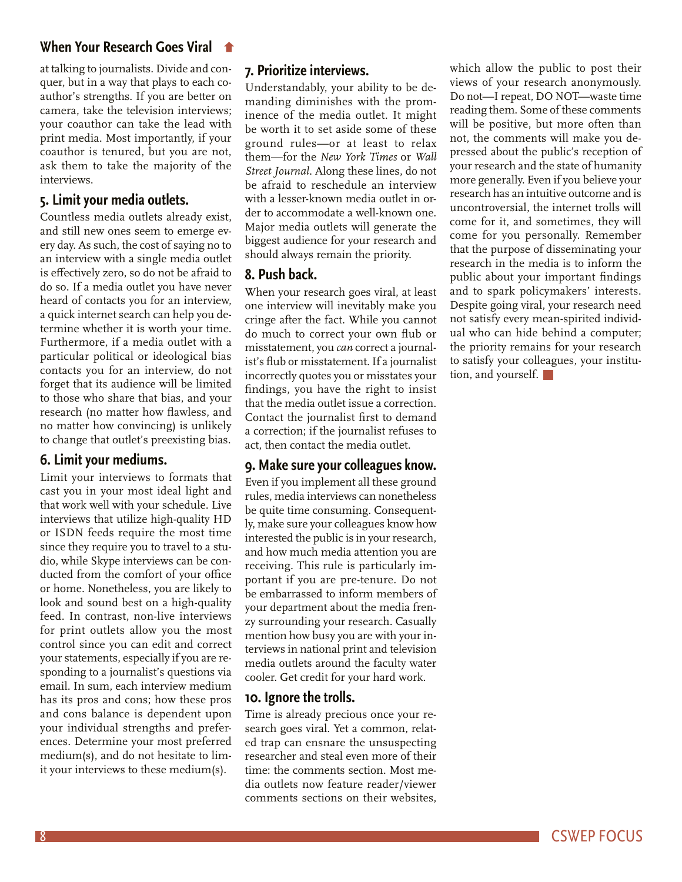at talking to journalists. Divide and conquer, but in a way that plays to each coauthor's strengths. If you are better on camera, take the television interviews; your coauthor can take the lead with print media. Most importantly, if your coauthor is tenured, but you are not, ask them to take the majority of the interviews.

## 5. Limit your media outlets.

Countless media outlets already exist, and still new ones seem to emerge every day. As such, the cost of saying no to an interview with a single media outlet is effectively zero, so do not be afraid to do so. If a media outlet you have never heard of contacts you for an interview, a quick internet search can help you determine whether it is worth your time. Furthermore, if a media outlet with a particular political or ideological bias contacts you for an interview, do not forget that its audience will be limited to those who share that bias, and your research (no matter how flawless, and no matter how convincing) is unlikely to change that outlet's preexisting bias.

## 6. Limit your mediums.

Limit your interviews to formats that cast you in your most ideal light and that work well with your schedule. Live interviews that utilize high-quality HD or ISDN feeds require the most time since they require you to travel to a studio, while Skype interviews can be conducted from the comfort of your office or home. Nonetheless, you are likely to look and sound best on a high-quality feed. In contrast, non-live interviews for print outlets allow you the most control since you can edit and correct your statements, especially if you are responding to a journalist's questions via email. In sum, each interview medium has its pros and cons; how these pros and cons balance is dependent upon your individual strengths and preferences. Determine your most preferred medium(s), and do not hesitate to limit your interviews to these medium(s).

## 7. Prioritize interviews.

Understandably, your ability to be demanding diminishes with the prominence of the media outlet. It might be worth it to set aside some of these ground rules—or at least to relax them—for the *New York Times* or *Wall Street Journal*. Along these lines, do not be afraid to reschedule an interview with a lesser-known media outlet in order to accommodate a well-known one. Major media outlets will generate the biggest audience for your research and should always remain the priority.

## 8. Push back.

When your research goes viral, at least one interview will inevitably make you cringe after the fact. While you cannot do much to correct your own flub or misstatement, you *can* correct a journalist's flub or misstatement. If a journalist incorrectly quotes you or misstates your findings, you have the right to insist that the media outlet issue a correction. Contact the journalist first to demand a correction; if the journalist refuses to act, then contact the media outlet.

## 9. Make sure your colleagues know.

Even if you implement all these ground rules, media interviews can nonetheless be quite time consuming. Consequently, make sure your colleagues know how interested the public is in your research, and how much media attention you are receiving. This rule is particularly important if you are pre-tenure. Do not be embarrassed to inform members of your department about the media frenzy surrounding your research. Casually mention how busy you are with your interviews in national print and television media outlets around the faculty water cooler. Get credit for your hard work.

## 10. Ignore the trolls.

Time is already precious once your research goes viral. Yet a common, related trap can ensnare the unsuspecting researcher and steal even more of their time: the comments section. Most media outlets now feature reader/viewer comments sections on their websites, which allow the public to post their views of your research anonymously. Do not—I repeat, DO NOT—waste time reading them. Some of these comments will be positive, but more often than not, the comments will make you depressed about the public's reception of your research and the state of humanity more generally. Even if you believe your research has an intuitive outcome and is uncontroversial, the internet trolls will come for it, and sometimes, they will come for you personally. Remember that the purpose of disseminating your research in the media is to inform the public about your important findings and to spark policymakers' interests. Despite going viral, your research need not satisfy every mean-spirited individual who can hide behind a computer; the priority remains for your research to satisfy your colleagues, your institution, and yourself. ■